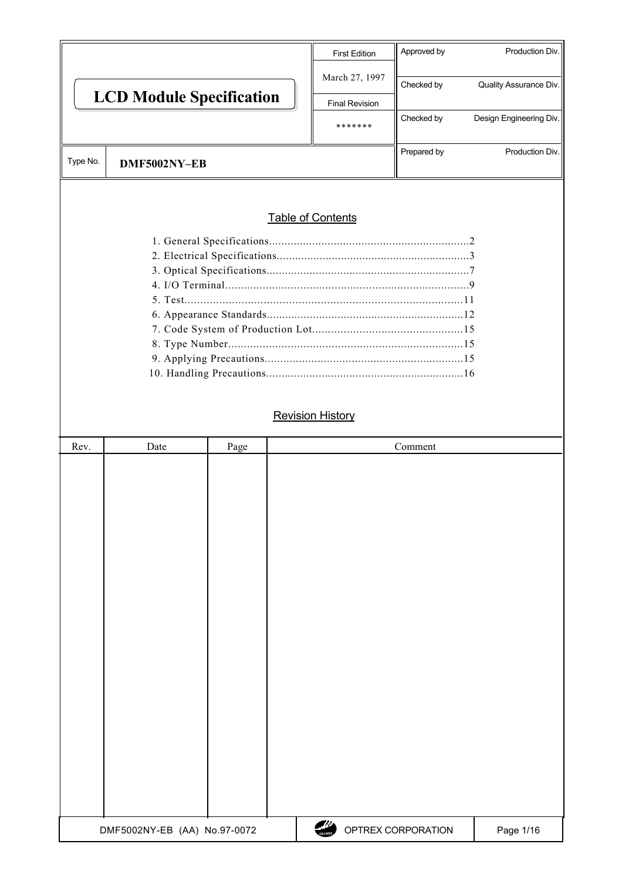| LCD Module Specification | First Edition | Approved by | Production Div. |
|---|---|---|---|
| | March 27, 1997 | Checked by | Quality Assurance Div. |
| | Final Revision | Checked by | Design Engineering Div. |
| | ******* | | |
| Type No. **DMF5002NY–EB** | | Prepared by | Production Div. |

## Table of Contents

1. General Specifications........................................2
2. Electrical Specifications......................................3
3. Optical Specifications........................................7
4. I/O Terminal....................................................9
5. Test...............................................................11
6. Appearance Standards.......................................12
7. Code System of Production Lot.........................15
8. Type Number...................................................15
9. Applying Precautions........................................15
10. Handling Precautions......................................16

## Revision History

| Rev. | Date | Page | Comment |
|---|---|---|---|
| | | | |

DMF5002NY-EB (AA) No.97-0072 — OPTREX CORPORATION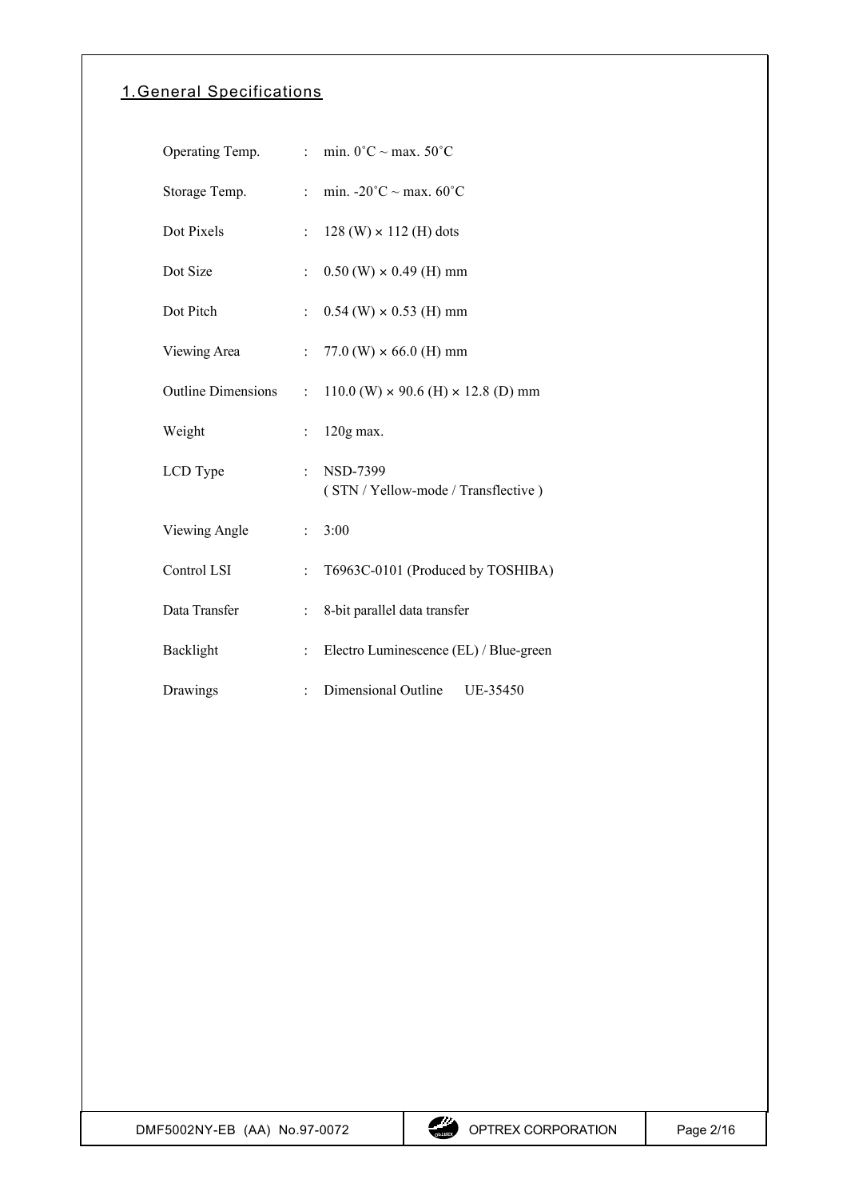## 1. General Specifications

| | | |
|---|---|---|
| Operating Temp. | : | min. 0˚C ~ max. 50˚C |
| Storage Temp. | : | min. -20˚C ~ max. 60˚C |
| Dot Pixels | : | 128 (W) × 112 (H) dots |
| Dot Size | : | 0.50 (W) × 0.49 (H) mm |
| Dot Pitch | : | 0.54 (W) × 0.53 (H) mm |
| Viewing Area | : | 77.0 (W) × 66.0 (H) mm |
| Outline Dimensions | : | 110.0 (W) × 90.6 (H) × 12.8 (D) mm |
| Weight | : | 120g max. |
| LCD Type | : | NSD-7399<br>( STN / Yellow-mode / Transflective ) |
| Viewing Angle | : | 3:00 |
| Control LSI | : | T6963C-0101 (Produced by TOSHIBA) |
| Data Transfer | : | 8-bit parallel data transfer |
| Backlight | : | Electro Luminescence (EL) / Blue-green |
| Drawings | : | Dimensional Outline UE-35450 |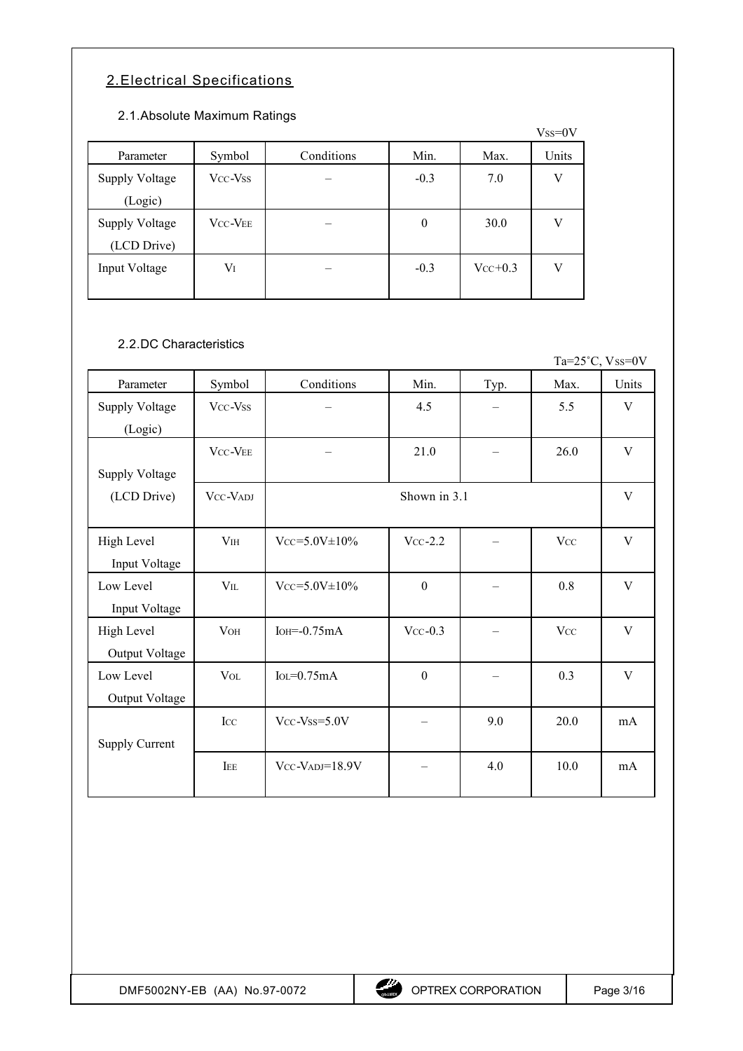## 2.Electrical Specifications

### 2.1.Absolute Maximum Ratings

$V_{SS}$=0V

| Parameter | Symbol | Conditions | Min. | Max. | Units |
|---|---|---|---|---|---|
| Supply Voltage (Logic) | $V_{CC}$-$V_{SS}$ | – | -0.3 | 7.0 | V |
| Supply Voltage (LCD Drive) | $V_{CC}$-$V_{EE}$ | – | 0 | 30.0 | V |
| Input Voltage | $V_I$ | – | -0.3 | $V_{CC}$+0.3 | V |

### 2.2.DC Characteristics

Ta=25˚C, $V_{SS}$=0V

| Parameter | Symbol | Conditions | Min. | Typ. | Max. | Units |
|---|---|---|---|---|---|---|
| Supply Voltage (Logic) | $V_{CC}$-$V_{SS}$ | – | 4.5 | – | 5.5 | V |
| Supply Voltage (LCD Drive) | $V_{CC}$-$V_{EE}$ | – | 21.0 | – | 26.0 | V |
| | $V_{CC}$-$V_{ADJ}$ | Shown in 3.1 | | | | V |
| High Level Input Voltage | $V_{IH}$ | $V_{CC}$=5.0V±10% | $V_{CC}$-2.2 | – | $V_{CC}$ | V |
| Low Level Input Voltage | $V_{IL}$ | $V_{CC}$=5.0V±10% | 0 | – | 0.8 | V |
| High Level Output Voltage | $V_{OH}$ | $I_{OH}$=-0.75mA | $V_{CC}$-0.3 | – | $V_{CC}$ | V |
| Low Level Output Voltage | $V_{OL}$ | $I_{OL}$=0.75mA | 0 | – | 0.3 | V |
| Supply Current | $I_{CC}$ | $V_{CC}$-$V_{SS}$=5.0V | – | 9.0 | 20.0 | mA |
| | $I_{EE}$ | $V_{CC}$-$V_{ADJ}$=18.9V | – | 4.0 | 10.0 | mA |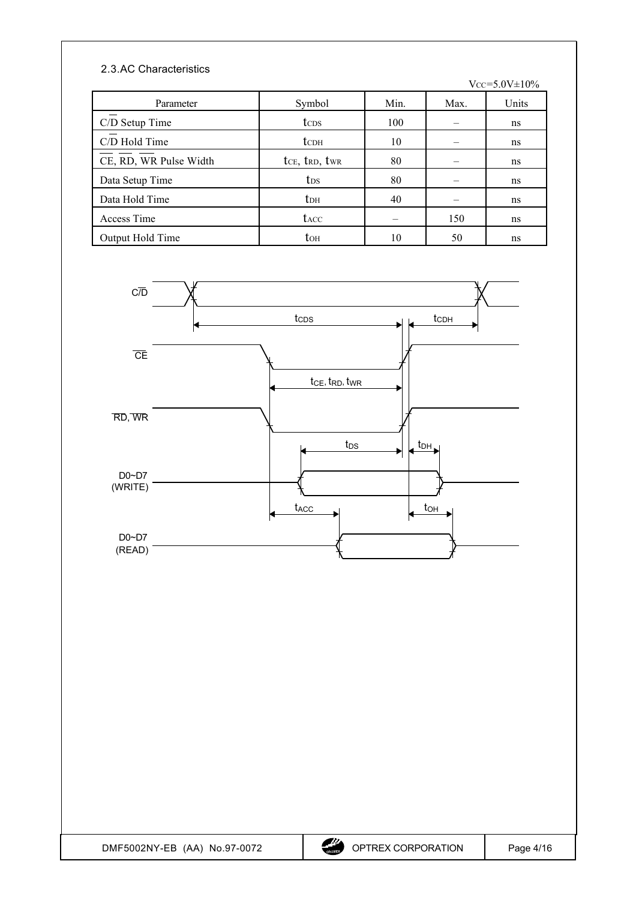## 2.3.AC Characteristics

$V_{CC}$=5.0V±10%

| Parameter | Symbol | Min. | Max. | Units |
|---|---|---|---|---|
| C/$\overline{D}$ Setup Time | $t_{CDS}$ | 100 | – | ns |
| C/$\overline{D}$ Hold Time | $t_{CDH}$ | 10 | – | ns |
| $\overline{CE}$, $\overline{RD}$, $\overline{WR}$ Pulse Width | $t_{CE}$, $t_{RD}$, $t_{WR}$ | 80 | – | ns |
| Data Setup Time | $t_{DS}$ | 80 | – | ns |
| Data Hold Time | $t_{DH}$ | 40 | – | ns |
| Access Time | $t_{ACC}$ | – | 150 | ns |
| Output Hold Time | $t_{OH}$ | 10 | 50 | ns |

C/$\overline{D}$

$\overline{CE}$

$\overline{RD}$, $\overline{WR}$

D0~D7 (WRITE)

D0~D7 (READ)

$t_{CDS}$ $t_{CDH}$ $t_{CE}, t_{RD}, t_{WR}$ $t_{DS}$ $t_{DH}$ $t_{ACC}$ $t_{OH}$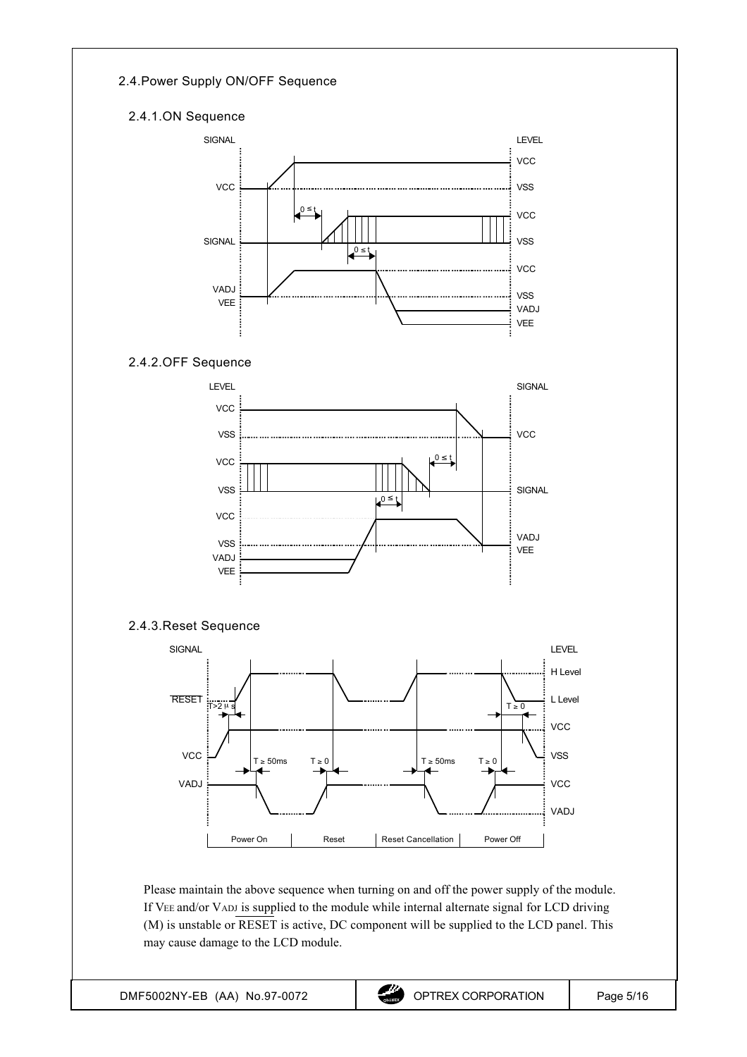## 2.4. Power Supply ON/OFF Sequence

### 2.4.1. ON Sequence

### 2.4.2. OFF Sequence

### 2.4.3. Reset Sequence

Please maintain the above sequence when turning on and off the power supply of the module. If $V_{EE}$ and/or $V_{ADJ}$ is supplied to the module while internal alternate signal for LCD driving (M) is unstable or $\overline{RESET}$ is active, DC component will be supplied to the LCD panel. This may cause damage to the LCD module.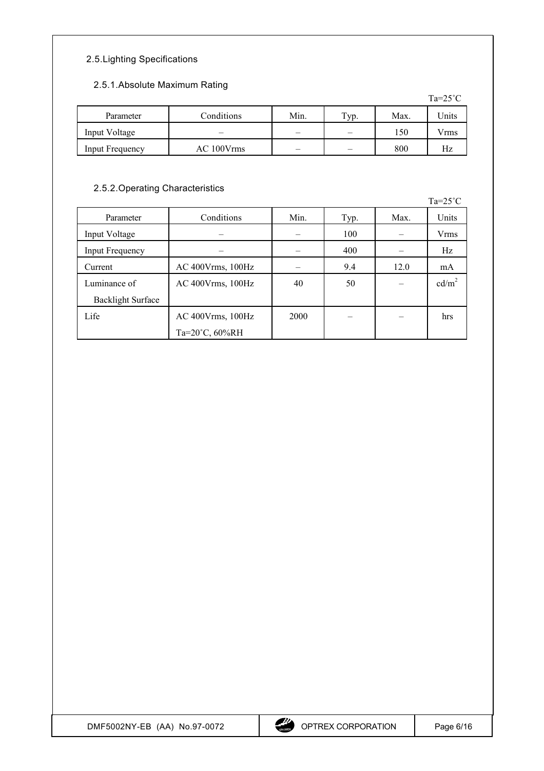## 2.5.Lighting Specifications

### 2.5.1.Absolute Maximum Rating

Ta=25˚C

| Parameter | Conditions | Min. | Typ. | Max. | Units |
|---|---|---|---|---|---|
| Input Voltage | – | – | – | 150 | Vrms |
| Input Frequency | AC 100Vrms | – | – | 800 | Hz |

### 2.5.2.Operating Characteristics

Ta=25˚C

| Parameter | Conditions | Min. | Typ. | Max. | Units |
|---|---|---|---|---|---|
| Input Voltage | – | – | 100 | – | Vrms |
| Input Frequency | – | – | 400 | – | Hz |
| Current | AC 400Vrms, 100Hz | – | 9.4 | 12.0 | mA |
| Luminance of Backlight Surface | AC 400Vrms, 100Hz | 40 | 50 | – | $cd/m^2$ |
| Life | AC 400Vrms, 100Hz Ta=20˚C, 60%RH | 2000 | – | – | hrs |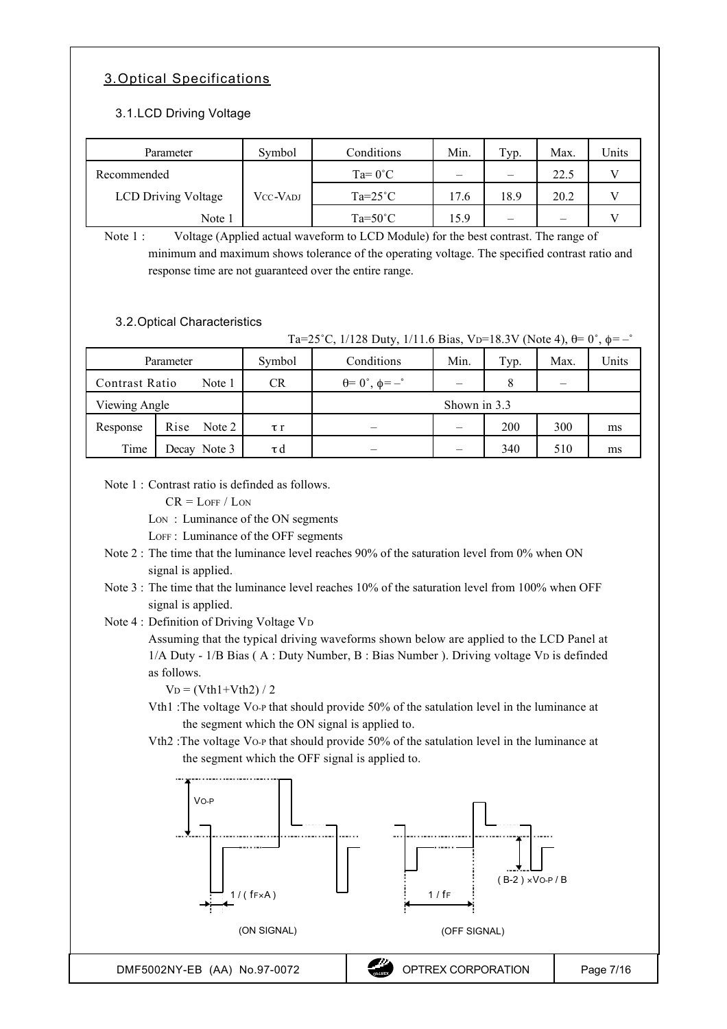## 3. Optical Specifications

### 3.1. LCD Driving Voltage

| Parameter | Symbol | Conditions | Min. | Typ. | Max. | Units |
|---|---|---|---|---|---|---|
| Recommended | | Ta= 0˚C | – | – | 22.5 | V |
| LCD Driving Voltage | $V_{CC}$-$V_{ADJ}$ | Ta=25˚C | 17.6 | 18.9 | 20.2 | V |
| Note 1 | | Ta=50˚C | 15.9 | – | – | V |

Note 1 : Voltage (Applied actual waveform to LCD Module) for the best contrast. The range of minimum and maximum shows tolerance of the operating voltage. The specified contrast ratio and response time are not guaranteed over the entire range.

### 3.2. Optical Characteristics

Ta=25˚C, 1/128 Duty, 1/11.6 Bias, $V_D$=18.3V (Note 4), θ= 0˚, φ= –˚

| Parameter | | Symbol | Conditions | Min. | Typ. | Max. | Units |
|---|---|---|---|---|---|---|---|
| Contrast Ratio | Note 1 | CR | θ= 0˚, φ= –˚ | – | 8 | – | |
| Viewing Angle | | | Shown in 3.3 | | | | |
| Response | Rise Note 2 | τ r | – | – | 200 | 300 | ms |
| Time | Decay Note 3 | τ d | – | – | 340 | 510 | ms |

Note 1 : Contrast ratio is definded as follows.

$CR = L_{OFF} / L_{ON}$

$L_{ON}$ : Luminance of the ON segments

$L_{OFF}$ : Luminance of the OFF segments

Note 2 : The time that the luminance level reaches 90% of the saturation level from 0% when ON signal is applied.

Note 3 : The time that the luminance level reaches 10% of the saturation level from 100% when OFF signal is applied.

Note 4 : Definition of Driving Voltage $V_D$

Assuming that the typical driving waveforms shown below are applied to the LCD Panel at 1/A Duty - 1/B Bias ( A : Duty Number, B : Bias Number ). Driving voltage $V_D$ is definded as follows.

$V_D = (Vth1+Vth2) / 2$

Vth1 :The voltage $V_{O-P}$ that should provide 50% of the satulation level in the luminance at the segment which the ON signal is applied to.

Vth2 :The voltage $V_{O-P}$ that should provide 50% of the satulation level in the luminance at the segment which the OFF signal is applied to.

$V_{O-P}$ 1 / ( $f_F$×A ) (ON SIGNAL)

( B-2 ) ×$V_{O-P}$ / B 1 / $f_F$ (OFF SIGNAL)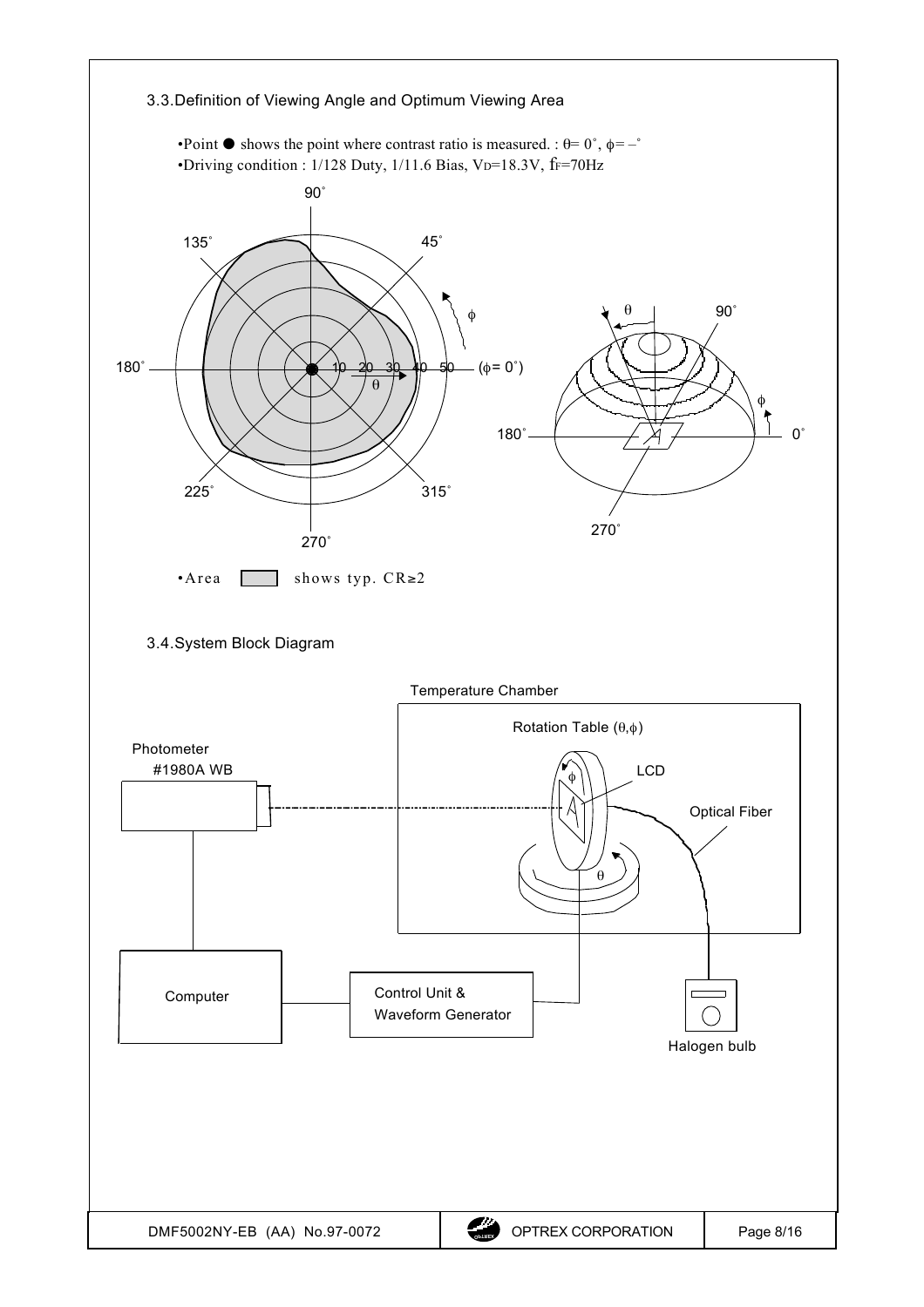## 3.3.Definition of Viewing Angle and Optimum Viewing Area

- Point ● shows the point where contrast ratio is measured. : θ= 0˚, φ= –˚
- Driving condition : 1/128 Duty, 1/11.6 Bias, $V_D$=18.3V, $f_F$=70Hz

- Area ▭ shows typ. CR≥2

## 3.4.System Block Diagram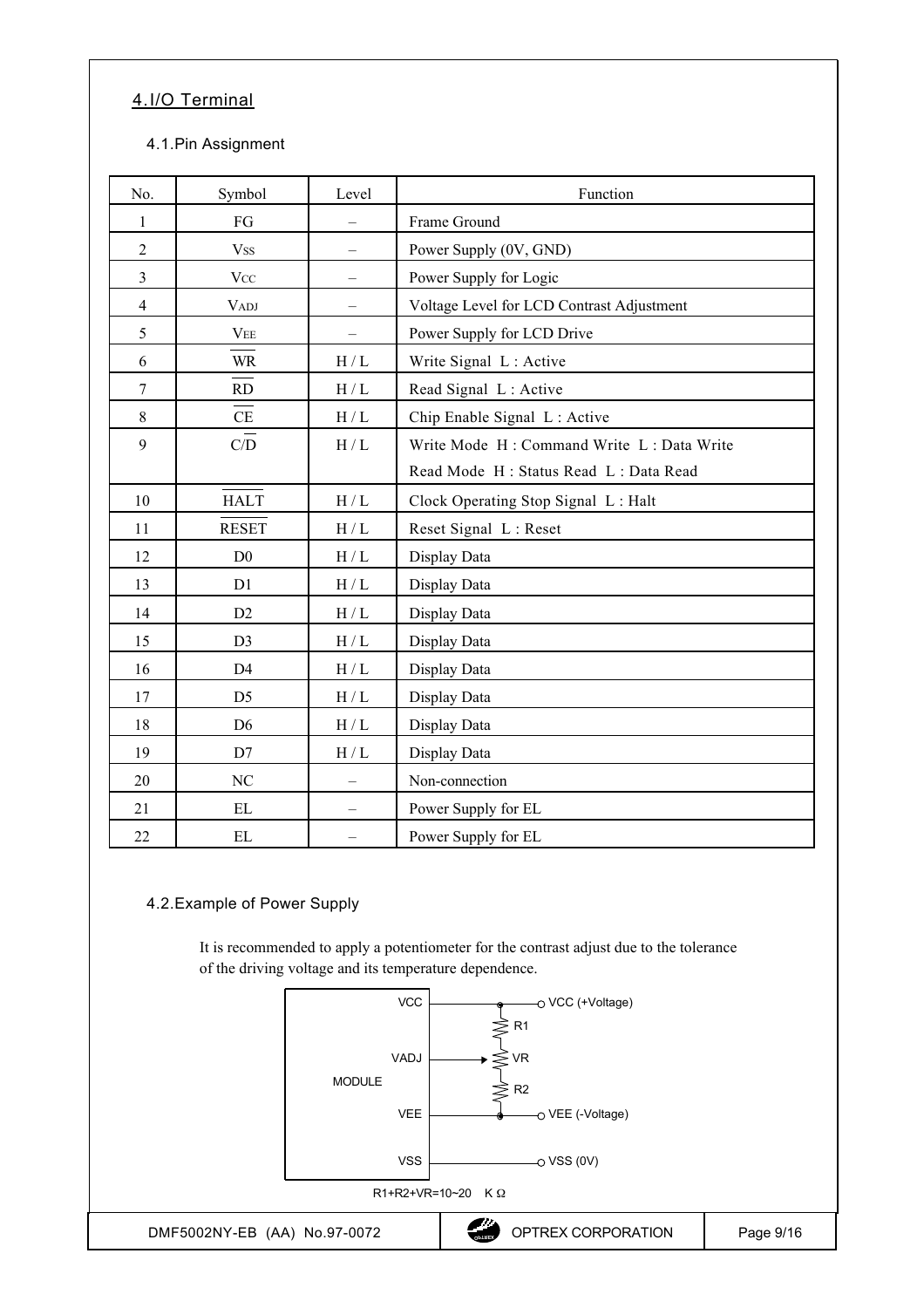## 4.I/O Terminal

### 4.1.Pin Assignment

| No. | Symbol | Level | Function |
|---|---|---|---|
| 1 | FG | – | Frame Ground |
| 2 | $V_{SS}$ | – | Power Supply (0V, GND) |
| 3 | $V_{CC}$ | – | Power Supply for Logic |
| 4 | $V_{ADJ}$ | – | Voltage Level for LCD Contrast Adjustment |
| 5 | $V_{EE}$ | – | Power Supply for LCD Drive |
| 6 | $\overline{WR}$ | H / L | Write Signal L : Active |
| 7 | $\overline{RD}$ | H / L | Read Signal L : Active |
| 8 | $\overline{CE}$ | H / L | Chip Enable Signal L : Active |
| 9 | $C/\overline{D}$ | H / L | Write Mode H : Command Write L : Data Write<br>Read Mode H : Status Read L : Data Read |
| 10 | $\overline{HALT}$ | H / L | Clock Operating Stop Signal L : Halt |
| 11 | $\overline{RESET}$ | H / L | Reset Signal L : Reset |
| 12 | D0 | H / L | Display Data |
| 13 | D1 | H / L | Display Data |
| 14 | D2 | H / L | Display Data |
| 15 | D3 | H / L | Display Data |
| 16 | D4 | H / L | Display Data |
| 17 | D5 | H / L | Display Data |
| 18 | D6 | H / L | Display Data |
| 19 | D7 | H / L | Display Data |
| 20 | NC | – | Non-connection |
| 21 | EL | – | Power Supply for EL |
| 22 | EL | – | Power Supply for EL |

### 4.2.Example of Power Supply

It is recommended to apply a potentiometer for the contrast adjust due to the tolerance of the driving voltage and its temperature dependence.

MODULE: VCC — VCC (+Voltage); VADJ — VR; VEE — VEE (-Voltage); VSS — VSS (0V); R1, VR, R2

R1+R2+VR=10~20 KΩ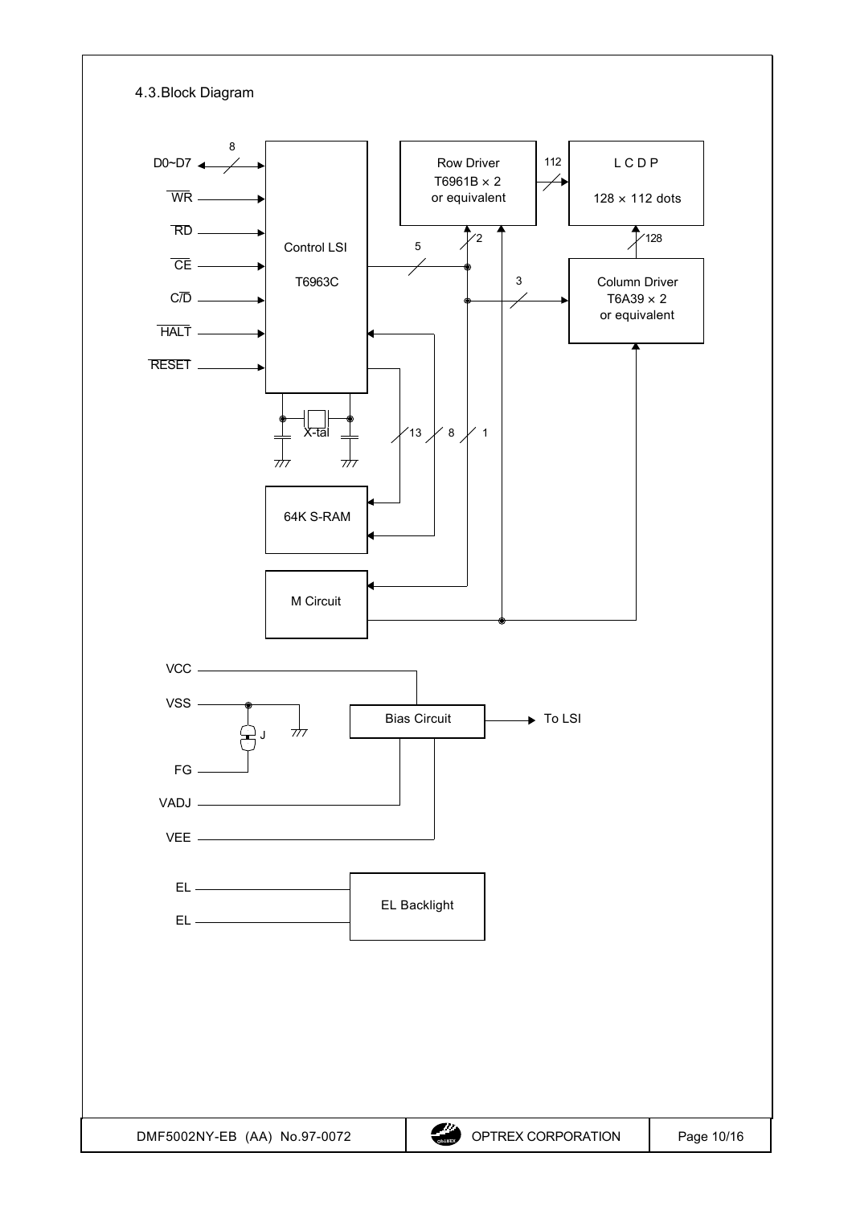## 4.3.Block Diagram

D0~D7 (8), WR, RD, CE, C/D, HALT, RESET

Control LSI T6963C

X-tal

64K S-RAM

M Circuit

Row Driver T6961B × 2 or equivalent

L C D P 128 × 112 dots

Column Driver T6A39 × 2 or equivalent

112, 128, 5, 2, 3, 13, 8, 1

VCC

VSS

J

FG

VADJ

VEE

Bias Circuit → To LSI

EL

EL

EL Backlight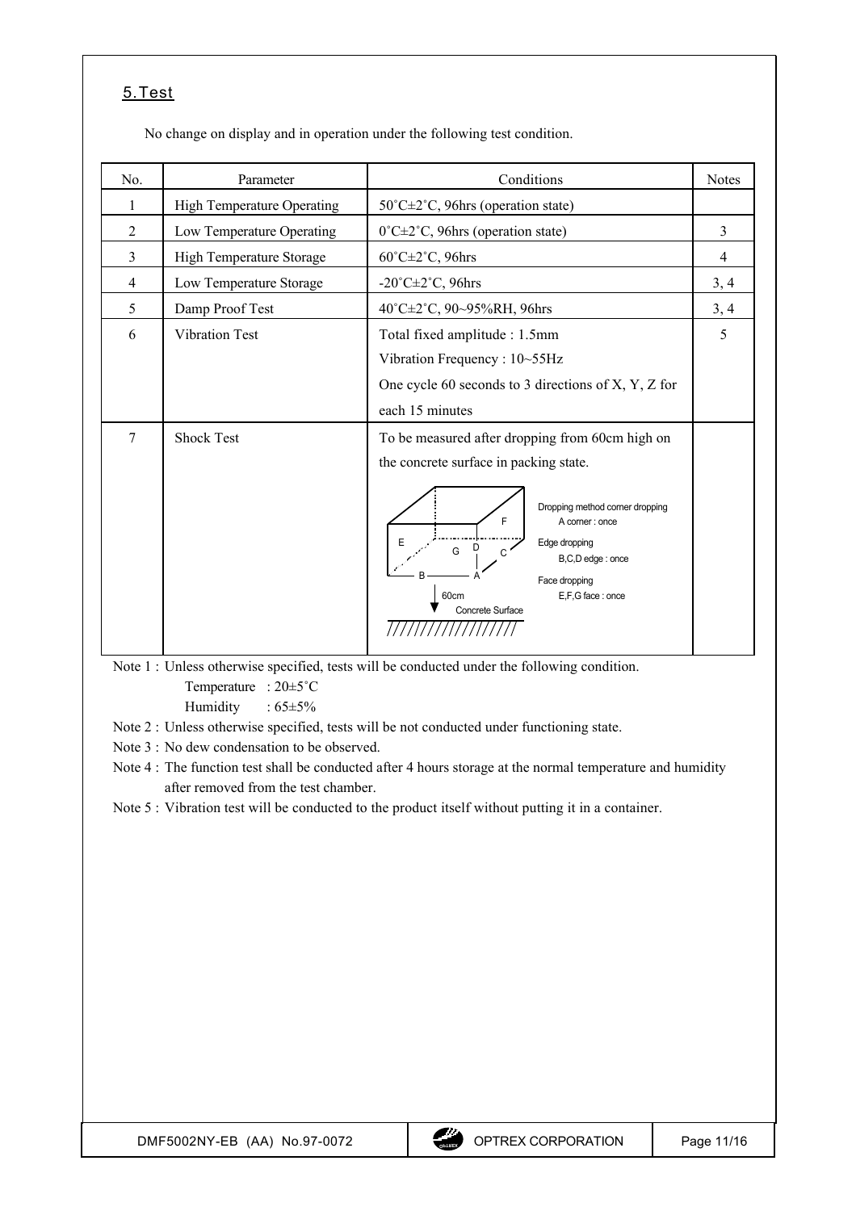## 5. Test

No change on display and in operation under the following test condition.

| No. | Parameter | Conditions | Notes |
|---|---|---|---|
| 1 | High Temperature Operating | 50˚C±2˚C, 96hrs (operation state) | |
| 2 | Low Temperature Operating | 0˚C±2˚C, 96hrs (operation state) | 3 |
| 3 | High Temperature Storage | 60˚C±2˚C, 96hrs | 4 |
| 4 | Low Temperature Storage | -20˚C±2˚C, 96hrs | 3, 4 |
| 5 | Damp Proof Test | 40˚C±2˚C, 90~95%RH, 96hrs | 3, 4 |
| 6 | Vibration Test | Total fixed amplitude : 1.5mm<br>Vibration Frequency : 10~55Hz<br>One cycle 60 seconds to 3 directions of X, Y, Z for each 15 minutes | 5 |
| 7 | Shock Test | To be measured after dropping from 60cm high on the concrete surface in packing state.<br>Dropping method corner dropping — A corner : once<br>Edge dropping — B,C,D edge : once<br>Face dropping — E,F,G face : once<br>60cm, Concrete Surface | |

Note 1 : Unless otherwise specified, tests will be conducted under the following condition.
Temperature : 20±5˚C
Humidity : 65±5%

Note 2 : Unless otherwise specified, tests will be not conducted under functioning state.

Note 3 : No dew condensation to be observed.

Note 4 : The function test shall be conducted after 4 hours storage at the normal temperature and humidity after removed from the test chamber.

Note 5 : Vibration test will be conducted to the product itself without putting it in a container.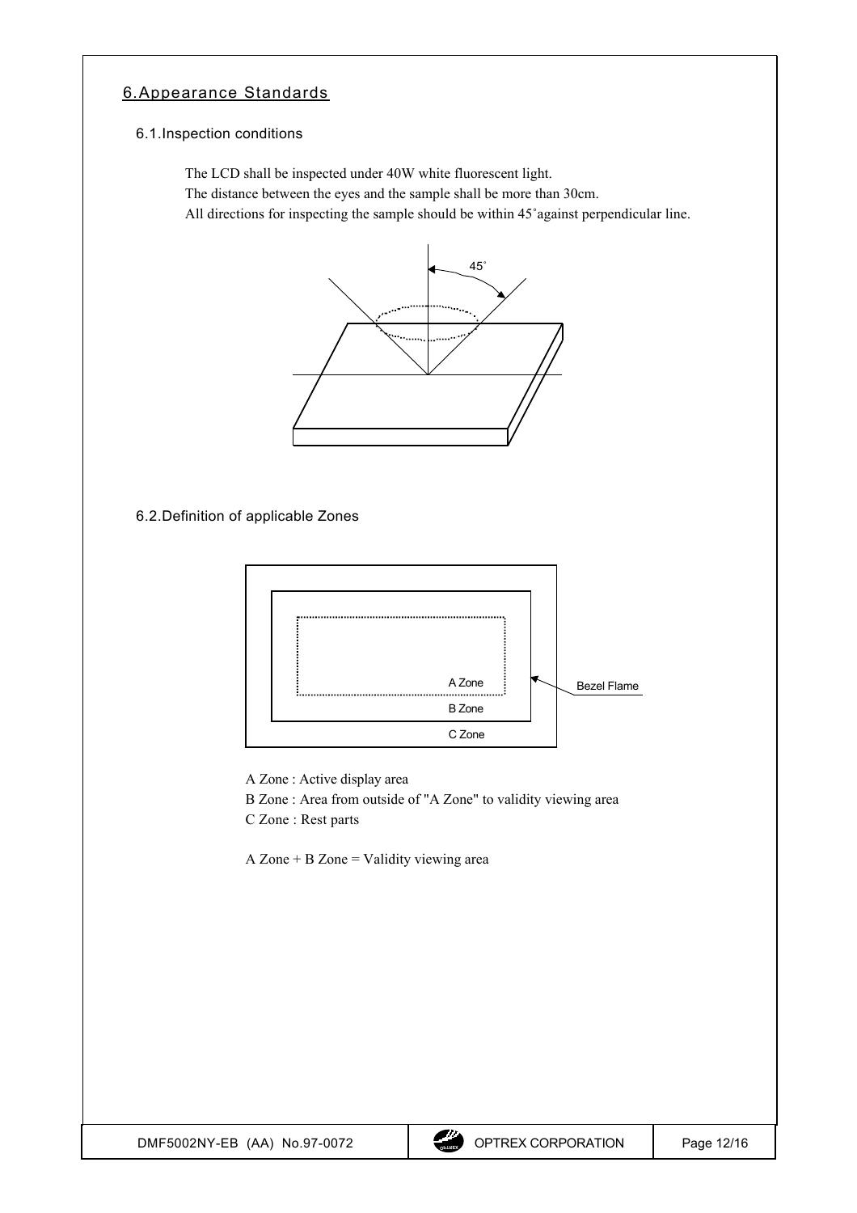# 6.Appearance Standards

## 6.1.Inspection conditions

The LCD shall be inspected under 40W white fluorescent light.
The distance between the eyes and the sample shall be more than 30cm.
All directions for inspecting the sample should be within 45°against perpendicular line.

## 6.2.Definition of applicable Zones

A Zone : Active display area
B Zone : Area from outside of "A Zone" to validity viewing area
C Zone : Rest parts

A Zone + B Zone = Validity viewing area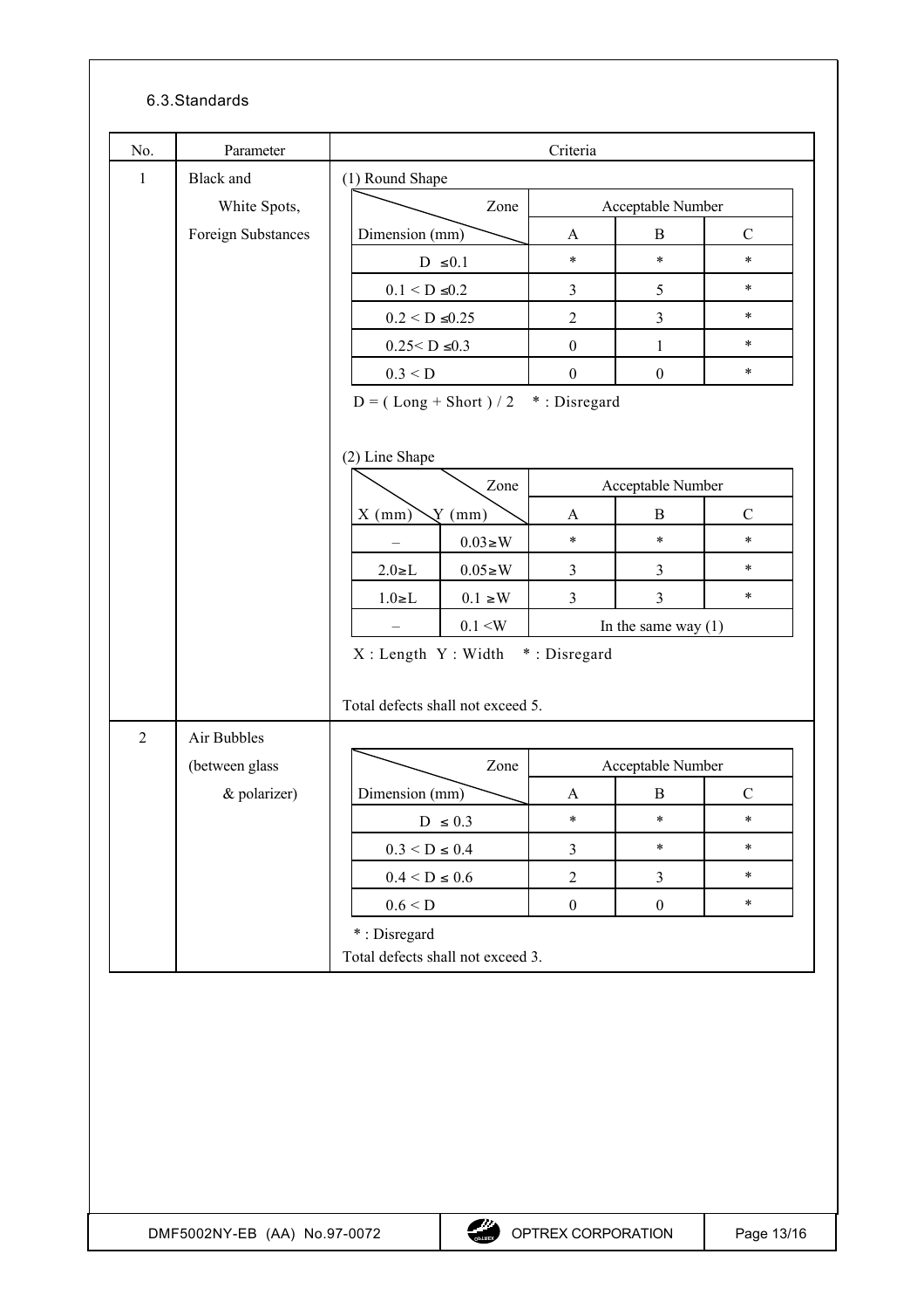## 6.3.Standards

| No. | Parameter | Criteria |
|---|---|---|
| 1 | Black and White Spots, Foreign Substances | (1) Round Shape (see table 1-1); (2) Line Shape (see table 1-2). Total defects shall not exceed 5. |
| 2 | Air Bubbles (between glass & polarizer) | See table 2. Total defects shall not exceed 3. |

**1. Black and White Spots, Foreign Substances**

(1) Round Shape

| Dimension (mm) \ Zone | Acceptable Number | | |
|---|---|---|---|
| | A | B | C |
| D ≤0.1 | * | * | * |
| 0.1 < D ≤0.2 | 3 | 5 | * |
| 0.2 < D ≤0.25 | 2 | 3 | * |
| 0.25< D ≤0.3 | 0 | 1 | * |
| 0.3 < D | 0 | 0 | * |

D = ( Long + Short ) / 2 * : Disregard

(2) Line Shape

| X (mm) | Y (mm) | Zone: A | B | C |
|---|---|---|---|---|
| – | 0.03≥W | * | * | * |
| 2.0≥L | 0.05≥W | 3 | 3 | * |
| 1.0≥L | 0.1 ≥W | 3 | 3 | * |
| – | 0.1 <W | In the same way (1) | | |

X : Length Y : Width * : Disregard

Total defects shall not exceed 5.

**2. Air Bubbles (between glass & polarizer)**

| Dimension (mm) \ Zone | Acceptable Number | | |
|---|---|---|---|
| | A | B | C |
| D ≤ 0.3 | * | * | * |
| 0.3 < D ≤ 0.4 | 3 | * | * |
| 0.4 < D ≤ 0.6 | 2 | 3 | * |
| 0.6 < D | 0 | 0 | * |

* : Disregard

Total defects shall not exceed 3.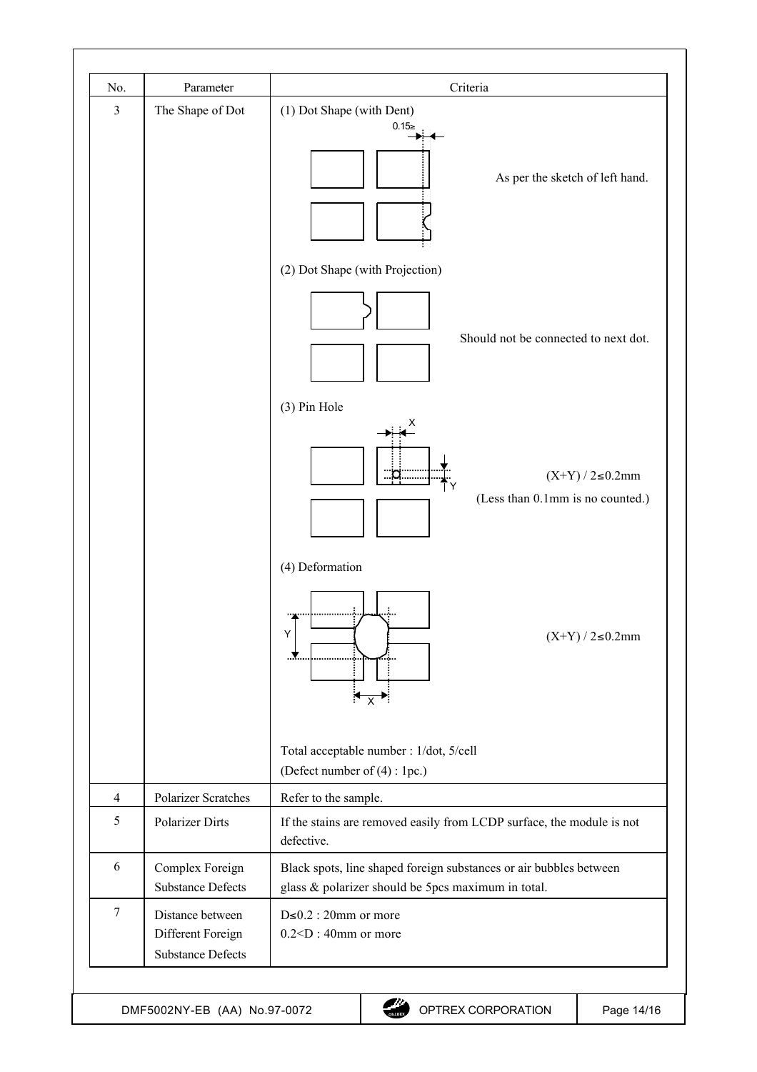| No. | Parameter | Criteria |
|---|---|---|
| 3 | The Shape of Dot | (1) Dot Shape (with Dent) 0.15≥ As per the sketch of left hand. (2) Dot Shape (with Projection) Should not be connected to next dot. (3) Pin Hole $(X+Y) / 2 \leq 0.2$mm (Less than 0.1mm is no counted.) (4) Deformation $(X+Y) / 2 \leq 0.2$mm Total acceptable number : 1/dot, 5/cell (Defect number of (4) : 1pc.) |
| 4 | Polarizer Scratches | Refer to the sample. |
| 5 | Polarizer Dirts | If the stains are removed easily from LCDP surface, the module is not defective. |
| 6 | Complex Foreign Substance Defects | Black spots, line shaped foreign substances or air bubbles between glass & polarizer should be 5pcs maximum in total. |
| 7 | Distance between Different Foreign Substance Defects | $D \leq 0.2$ : 20mm or more $0.2 < D$ : 40mm or more |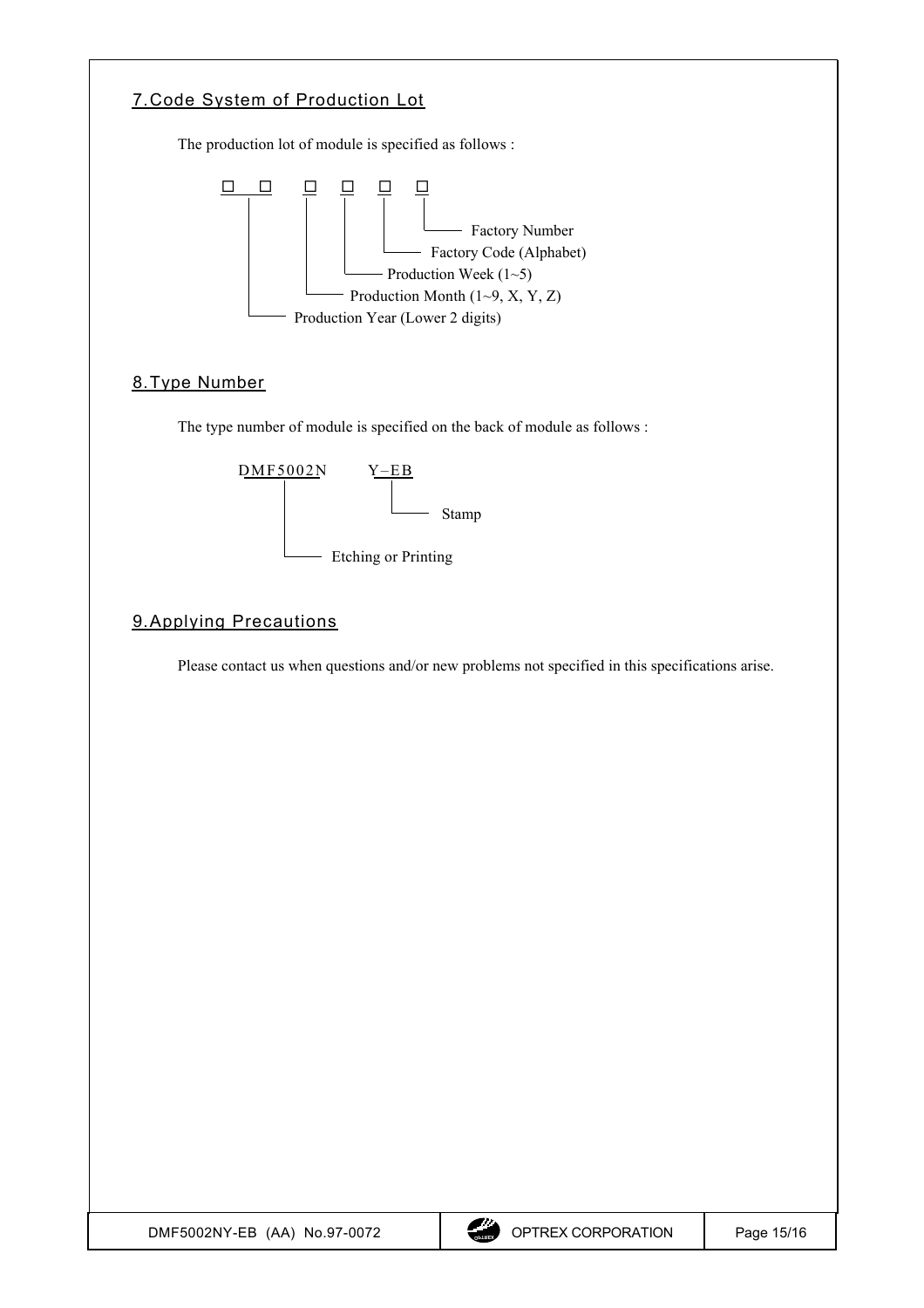## 7. Code System of Production Lot

The production lot of module is specified as follows :

```
□ □   □   □   □   □
 |     |   |   |   └── Factory Number
 |     |   |   └────── Factory Code (Alphabet)
 |     |   └────────── Production Week (1~5)
 |     └────────────── Production Month (1~9, X, Y, Z)
 └──────────────────── Production Year (Lower 2 digits)
```

## 8. Type Number

The type number of module is specified on the back of module as follows :

```
DMF5002N    Y−EB
 |           └── Stamp
 └── Etching or Printing
```

## 9. Applying Precautions

Please contact us when questions and/or new problems not specified in this specifications arise.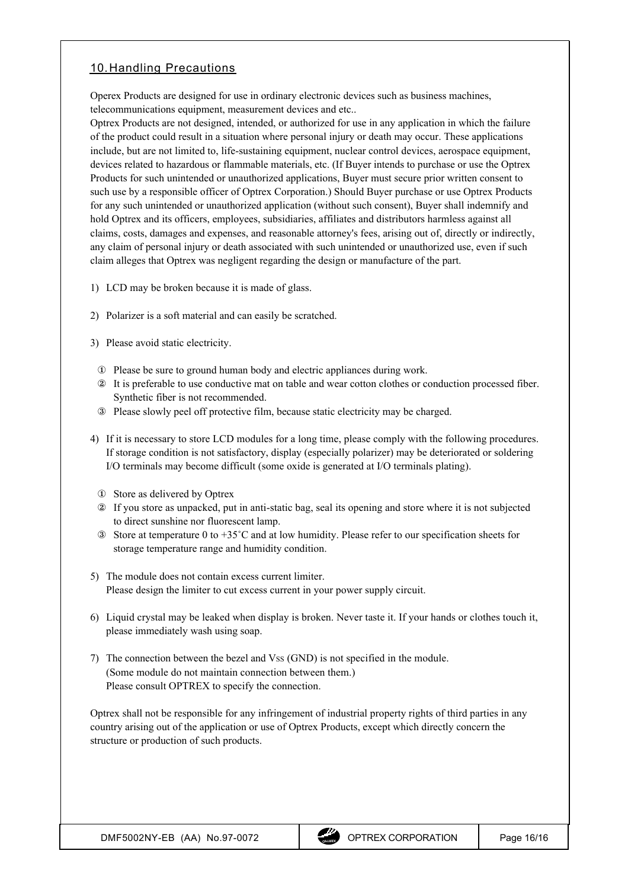## 10. Handling Precautions

Operex Products are designed for use in ordinary electronic devices such as business machines, telecommunications equipment, measurement devices and etc..
Optrex Products are not designed, intended, or authorized for use in any application in which the failure of the product could result in a situation where personal injury or death may occur. These applications include, but are not limited to, life-sustaining equipment, nuclear control devices, aerospace equipment, devices related to hazardous or flammable materials, etc. (If Buyer intends to purchase or use the Optrex Products for such unintended or unauthorized applications, Buyer must secure prior written consent to such use by a responsible officer of Optrex Corporation.) Should Buyer purchase or use Optrex Products for any such unintended or unauthorized application (without such consent), Buyer shall indemnify and hold Optrex and its officers, employees, subsidiaries, affiliates and distributors harmless against all claims, costs, damages and expenses, and reasonable attorney's fees, arising out of, directly or indirectly, any claim of personal injury or death associated with such unintended or unauthorized use, even if such claim alleges that Optrex was negligent regarding the design or manufacture of the part.

1) LCD may be broken because it is made of glass.

2) Polarizer is a soft material and can easily be scratched.

3) Please avoid static electricity.

   ① Please be sure to ground human body and electric appliances during work.
   ② It is preferable to use conductive mat on table and wear cotton clothes or conduction processed fiber. Synthetic fiber is not recommended.
   ③ Please slowly peel off protective film, because static electricity may be charged.

4) If it is necessary to store LCD modules for a long time, please comply with the following procedures. If storage condition is not satisfactory, display (especially polarizer) may be deteriorated or soldering I/O terminals may become difficult (some oxide is generated at I/O terminals plating).

   ① Store as delivered by Optrex
   ② If you store as unpacked, put in anti-static bag, seal its opening and store where it is not subjected to direct sunshine nor fluorescent lamp.
   ③ Store at temperature 0 to +35˚C and at low humidity. Please refer to our specification sheets for storage temperature range and humidity condition.

5) The module does not contain excess current limiter.
   Please design the limiter to cut excess current in your power supply circuit.

6) Liquid crystal may be leaked when display is broken. Never taste it. If your hands or clothes touch it, please immediately wash using soap.

7) The connection between the bezel and $V_{SS}$ (GND) is not specified in the module.
   (Some module do not maintain connection between them.)
   Please consult OPTREX to specify the connection.

Optrex shall not be responsible for any infringement of industrial property rights of third parties in any country arising out of the application or use of Optrex Products, except which directly concern the structure or production of such products.